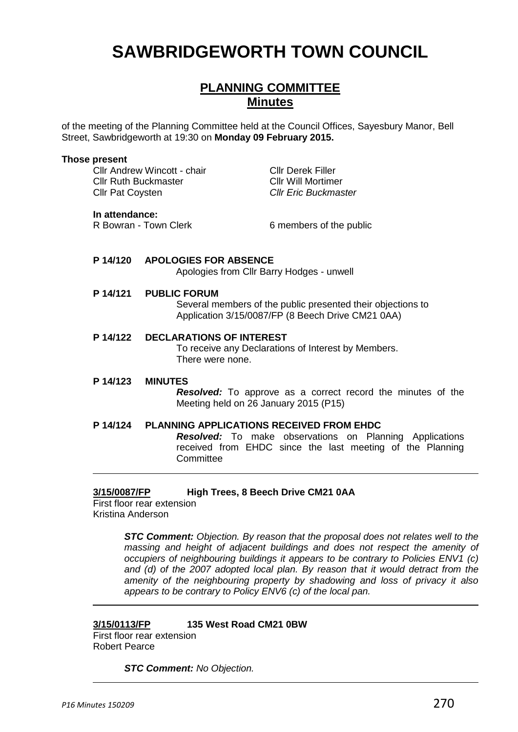# SAWBRIDGEWORTH TOWN COUNCIL

## PLANNING COMMITTEE
## Minutes

of the meeting of the Planning Committee held at the Council Offices, Sayesbury Manor, Bell Street, Sawbridgeworth at 19:30 on **Monday 09 February 2015.**

**Those present**

Cllr Andrew Wincott - chair
Cllr Ruth Buckmaster
Cllr Pat Coysten
Cllr Derek Filler
Cllr Will Mortimer
*Cllr Eric Buckmaster*

**In attendance:**

R Bowran - Town Clerk
6 members of the public

**P 14/120 APOLOGIES FOR ABSENCE**

Apologies from Cllr Barry Hodges - unwell

**P 14/121 PUBLIC FORUM**

Several members of the public presented their objections to Application 3/15/0087/FP (8 Beech Drive CM21 0AA)

**P 14/122 DECLARATIONS OF INTEREST**

To receive any Declarations of Interest by Members.
There were none.

**P 14/123 MINUTES**

***Resolved:*** To approve as a correct record the minutes of the Meeting held on 26 January 2015 (P15)

**P 14/124 PLANNING APPLICATIONS RECEIVED FROM EHDC**

***Resolved:*** To make observations on Planning Applications received from EHDC since the last meeting of the Planning Committee

---

**3/15/0087/FP** **High Trees, 8 Beech Drive CM21 0AA**
First floor rear extension
Kristina Anderson

***STC Comment:*** *Objection. By reason that the proposal does not relates well to the massing and height of adjacent buildings and does not respect the amenity of occupiers of neighbouring buildings it appears to be contrary to Policies ENV1 (c) and (d) of the 2007 adopted local plan. By reason that it would detract from the amenity of the neighbouring property by shadowing and loss of privacy it also appears to be contrary to Policy ENV6 (c) of the local pan.*

---

**3/15/0113/FP** **135 West Road CM21 0BW**
First floor rear extension
Robert Pearce

***STC Comment:*** *No Objection.*

---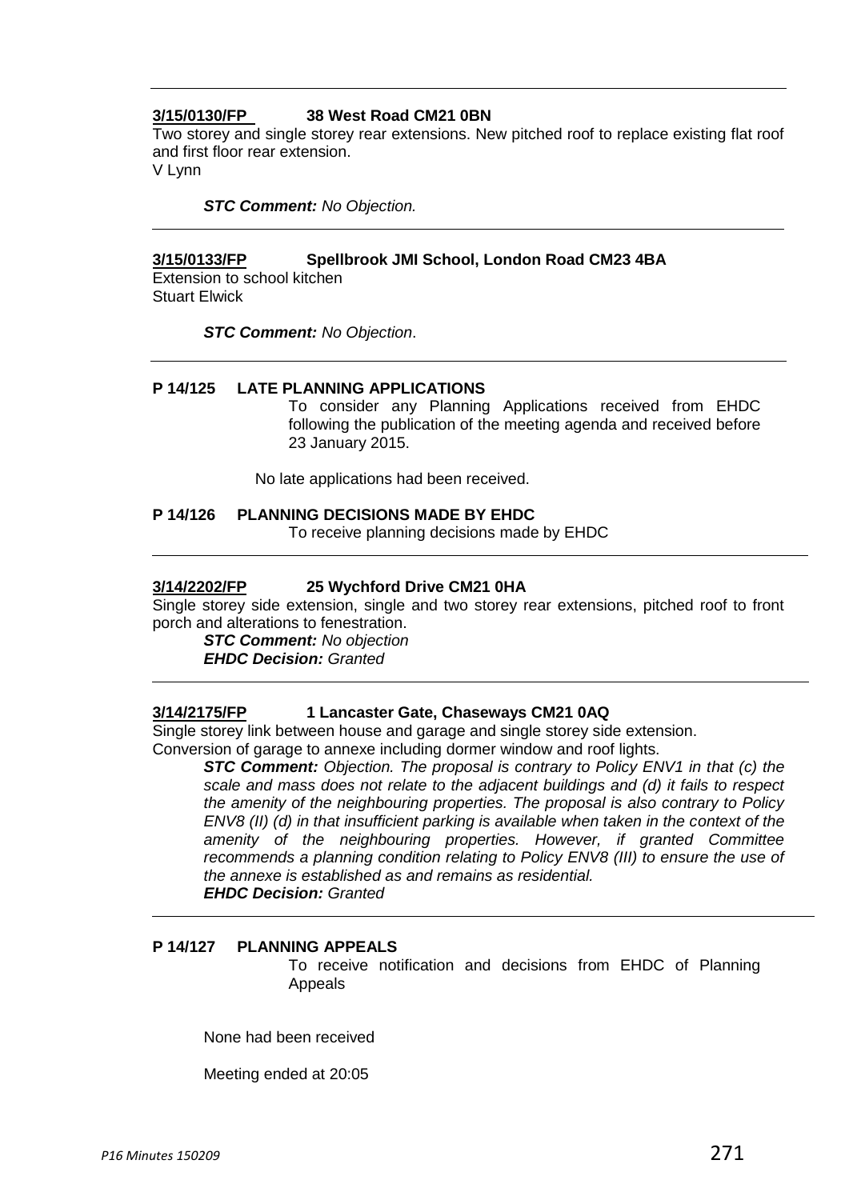---

**3/15/0130/FP 38 West Road CM21 0BN**

Two storey and single storey rear extensions. New pitched roof to replace existing flat roof and first floor rear extension.

V Lynn

***STC Comment:*** *No Objection.*

---

**3/15/0133/FP Spellbrook JMI School, London Road CM23 4BA**

Extension to school kitchen

Stuart Elwick

***STC Comment:*** *No Objection*.

---

**P 14/125 LATE PLANNING APPLICATIONS**

To consider any Planning Applications received from EHDC following the publication of the meeting agenda and received before 23 January 2015.

No late applications had been received.

**P 14/126 PLANNING DECISIONS MADE BY EHDC**

To receive planning decisions made by EHDC

---

**3/14/2202/FP 25 Wychford Drive CM21 0HA**

Single storey side extension, single and two storey rear extensions, pitched roof to front porch and alterations to fenestration.

***STC Comment:*** *No objection*
***EHDC Decision:*** *Granted*

---

**3/14/2175/FP 1 Lancaster Gate, Chaseways CM21 0AQ**

Single storey link between house and garage and single storey side extension. Conversion of garage to annexe including dormer window and roof lights.

***STC Comment:*** *Objection. The proposal is contrary to Policy ENV1 in that (c) the scale and mass does not relate to the adjacent buildings and (d) it fails to respect the amenity of the neighbouring properties. The proposal is also contrary to Policy ENV8 (II) (d) in that insufficient parking is available when taken in the context of the amenity of the neighbouring properties. However, if granted Committee recommends a planning condition relating to Policy ENV8 (III) to ensure the use of the annexe is established as and remains as residential.*
***EHDC Decision:*** *Granted*

---

**P 14/127 PLANNING APPEALS**

To receive notification and decisions from EHDC of Planning Appeals

None had been received

Meeting ended at 20:05